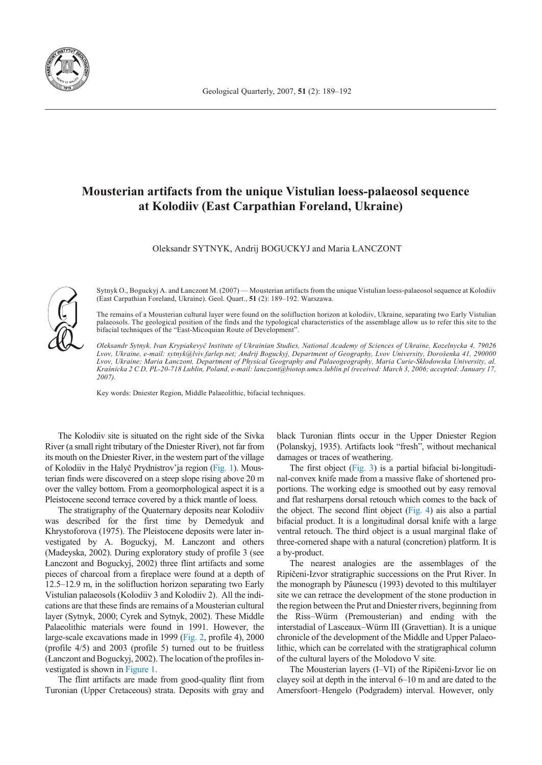# Mousterian artifacts from the unique Vistulian loess-palaeosol sequence at Kolodiiv (East Carpathian Foreland, Ukraine)

Oleksandr SYTNYK, Andrij BOGUCKYJ and Maria ŁANCZONT

Sytnyk O., Boguckyj A. and Łanczont M. (2007) — Mousterian artifacts from the unique Vistulian loess-palaeosol sequence at Kolodiiv (East Carpathian Foreland, Ukraine). Geol. Quart., **51** (2): 189–192. Warszawa.

The remains of a Mousterian cultural layer were found on the solifluction horizon at kolodiiv, Ukraine, separating two Early Vistulian palaeosols. The geological position of the finds and the typological characteristics of the assemblage allow us to refer this site to the bifacial techniques of the "East-Micoquian Route of Development".

*Oleksandr Sytnyk, Ivan Krypiakevyč Institute of Ukrainian Studies, National Academy of Sciences of Ukraine, Kozelnycka 4, 79026 Lvov, Ukraine, e-mail: sytnyk@lviv.farlep.net; Andrij Boguckyj, Department of Geography, Lvov University, Dorošenka 41, 290000 Lvov, Ukraine; Maria Łanczont, Department of Physical Geography and Palaeogeography, Maria Curie-Skłodowska University, al. Kraśnicka 2 C D, PL-20-718 Lublin, Poland, e-mail: lanczont@biotop.umcs.lublin.pl (received: March 3, 2006; accepted: January 17, 2007).*

Key words: Dniester Region, Middle Palaeolithic, bifacial techniques.

The Kolodiiv site is situated on the right side of the Sivka River (a small right tributary of the Dniester River), not far from its mouth on the Dniester River, in the western part of the village of Kolodiiv in the Halyč Prydnistrov'ja region (Fig. 1). Mousterian finds were discovered on a steep slope rising above 20 m over the valley bottom. From a geomorphological aspect it is a Pleistocene second terrace covered by a thick mantle of loess.

The stratigraphy of the Quaternary deposits near Kolodiiv was described for the first time by Demedyuk and Khrystoforova (1975). The Pleistocene deposits were later investigated by A. Boguckyj, M. Łanczont and others (Madeyska, 2002). During exploratory study of profile 3 (see Łanczont and Boguckyj, 2002) three flint artifacts and some pieces of charcoal from a fireplace were found at a depth of 12.5–12.9 m, in the solifluction horizon separating two Early Vistulian palaeosols (Kolodiiv 3 and Kolodiiv 2). All the indications are that these finds are remains of a Mousterian cultural layer (Sytnyk, 2000; Cyrek and Sytnyk, 2002). These Middle Palaeolithic materials were found in 1991. However, the large-scale excavations made in 1999 (Fig. 2, profile 4), 2000 (profile 4/5) and 2003 (profile 5) turned out to be fruitless (Łanczont and Boguckyj, 2002). The location of the profiles investigated is shown in Figure 1.

The flint artifacts are made from good-quality flint from Turonian (Upper Cretaceous) strata. Deposits with gray and black Turonian flints occur in the Upper Dniester Region (Polanskyj, 1935). Artifacts look "fresh", without mechanical damages or traces of weathering.

The first object (Fig. 3) is a partial bifacial bi-longitudinal-convex knife made from a massive flake of shortened proportions. The working edge is smoothed out by easy removal and flat resharpens dorsal retouch which comes to the back of the object. The second flint object (Fig. 4) ais also a partial bifacial product. It is a longitudinal dorsal knife with a large ventral retouch. The third object is a usual marginal flake of three-cornered shape with a natural (concretion) platform. It is a by-product.

The nearest analogies are the assemblages of the Ripičeni-Izvor stratigraphic successions on the Prut River. In the monograph by Pâunescu (1993) devoted to this multilayer site we can retrace the development of the stone production in the region between the Prut and Dniester rivers, beginning from the Riss–Würm (Premousterian) and ending with the interstadial of Lasceaux–Würm III (Gravettian). It is a unique chronicle of the development of the Middle and Upper Palaeolithic, which can be correlated with the stratigraphical column of the cultural layers of the Molodovo V site.

The Mousterian layers (I–VI) of the Ripičeni-Izvor lie on clayey soil at depth in the interval 6–10 m and are dated to the Amersfoort–Hengelo (Podgradem) interval. However, only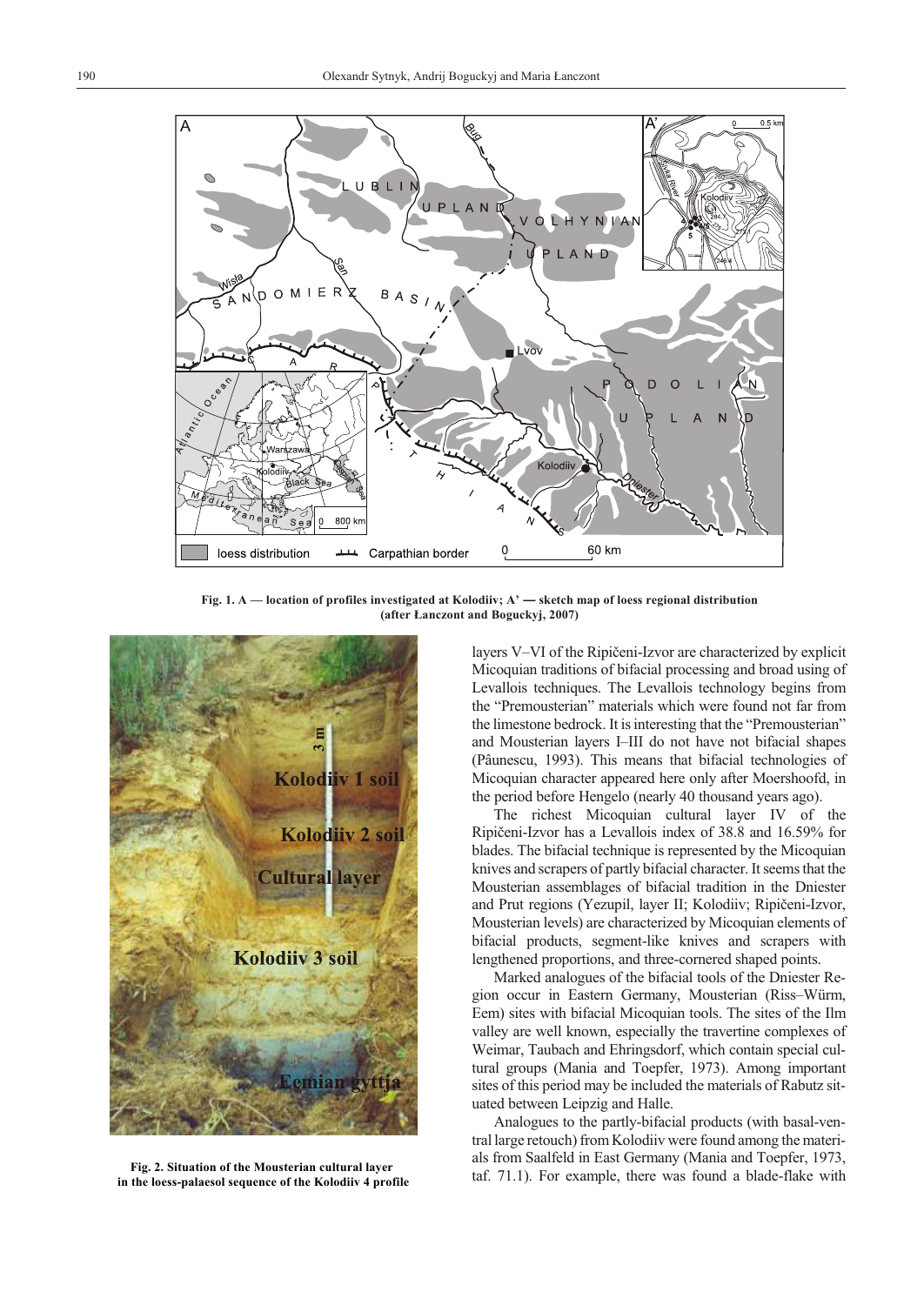Fig. 1. A — location of profiles investigated at Kolodiiv; A' — sketch map of loess regional distribution (after Łanczont and Boguckyj, 2007)

Fig. 2. Situation of the Mousterian cultural layer in the loess-palaesol sequence of the Kolodiiv 4 profile

layers V–VI of the Ripičeni-Izvor are characterized by explicit Micoquian traditions of bifacial processing and broad using of Levallois techniques. The Levallois technology begins from the "Premousterian" materials which were found not far from the limestone bedrock. It is interesting that the "Premousterian" and Mousterian layers I–III do not have not bifacial shapes (Pâunescu, 1993). This means that bifacial technologies of Micoquian character appeared here only after Moershoofd, in the period before Hengelo (nearly 40 thousand years ago).

The richest Micoquian cultural layer IV of the Ripičeni-Izvor has a Levallois index of 38.8 and 16.59% for blades. The bifacial technique is represented by the Micoquian knives and scrapers of partly bifacial character. It seems that the Mousterian assemblages of bifacial tradition in the Dniester and Prut regions (Yezupil, layer II; Kolodiiv; Ripičeni-Izvor, Mousterian levels) are characterized by Micoquian elements of bifacial products, segment-like knives and scrapers with lengthened proportions, and three-cornered shaped points.

Marked analogues of the bifacial tools of the Dniester Region occur in Eastern Germany, Mousterian (Riss–Würm, Eem) sites with bifacial Micoquian tools. The sites of the Ilm valley are well known, especially the travertine complexes of Weimar, Taubach and Ehringsdorf, which contain special cultural groups (Mania and Toepfer, 1973). Among important sites of this period may be included the materials of Rabutz situated between Leipzig and Halle.

Analogues to the partly-bifacial products (with basal-ventral large retouch) from Kolodiiv were found among the materials from Saalfeld in East Germany (Mania and Toepfer, 1973, taf. 71.1). For example, there was found a blade-flake with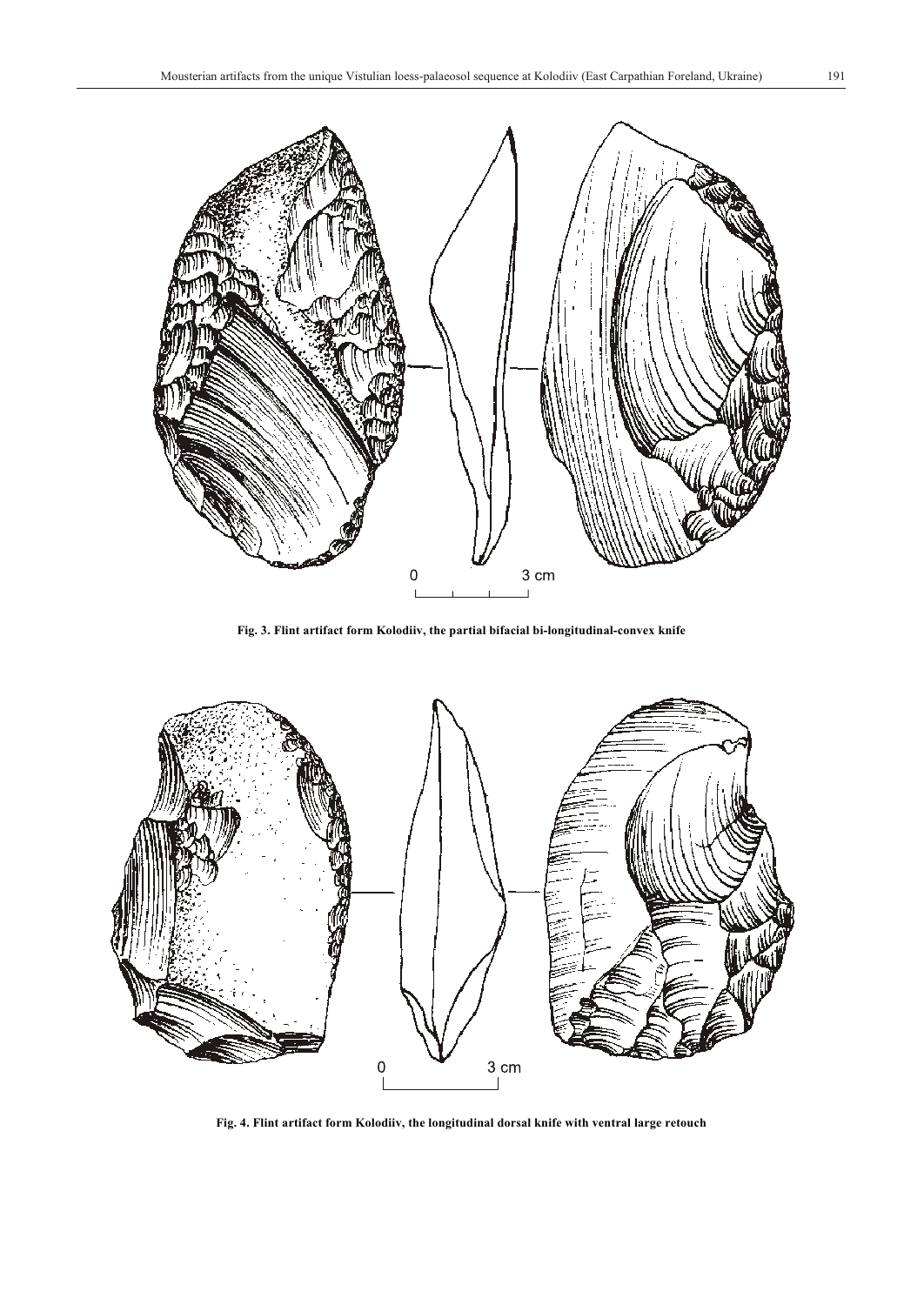Fig. 3. Flint artifact form Kolodiiv, the partial bifacial bi-longitudinal-convex knife

Fig. 4. Flint artifact form Kolodiiv, the longitudinal dorsal knife with ventral large retouch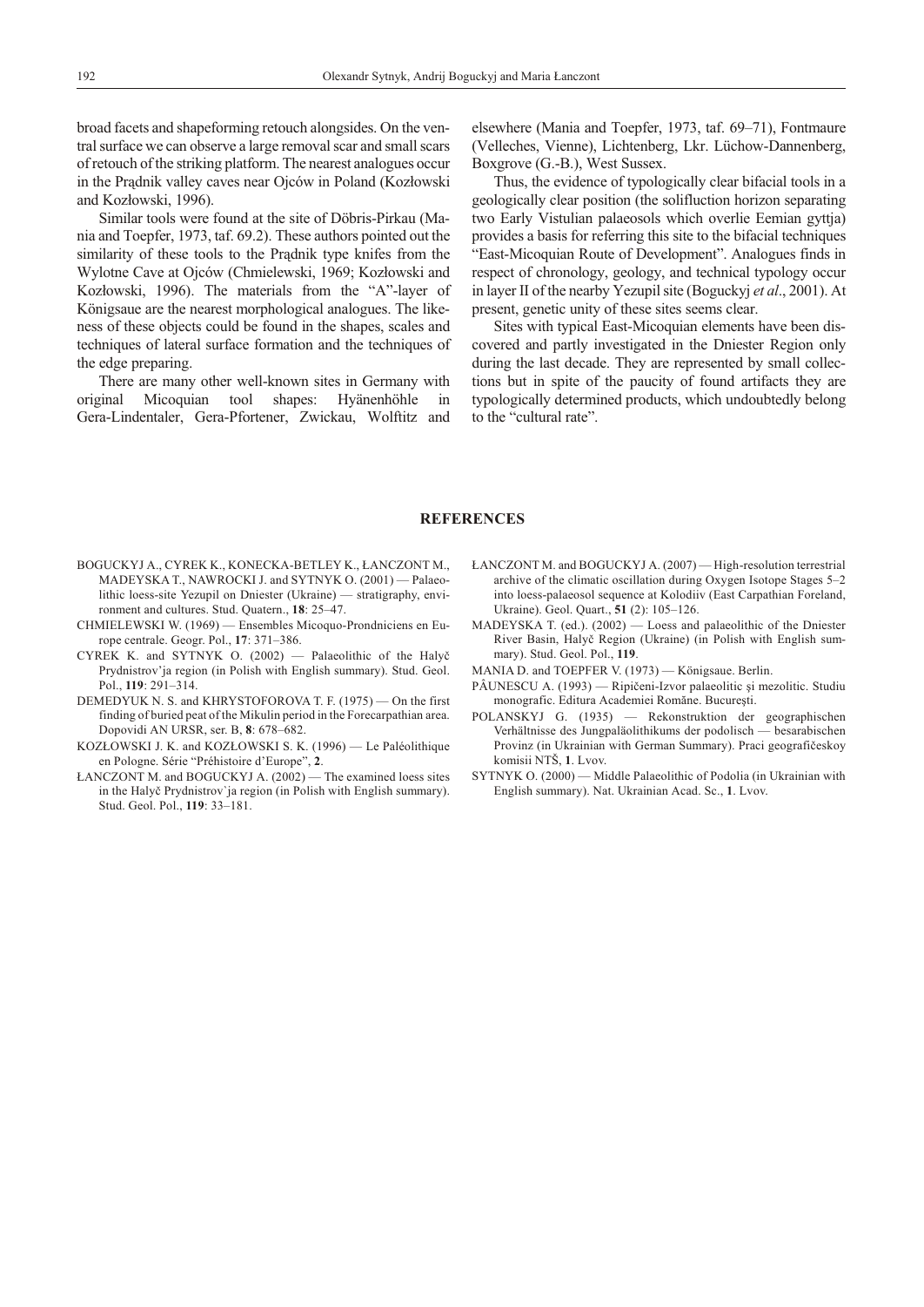broad facets and shapeforming retouch alongsides. On the ventral surface we can observe a large removal scar and small scars of retouch of the striking platform. The nearest analogues occur in the Prądnik valley caves near Ojców in Poland (Kozłowski and Kozłowski, 1996).

Similar tools were found at the site of Döbris-Pirkau (Mania and Toepfer, 1973, taf. 69.2). These authors pointed out the similarity of these tools to the Prądnik type knifes from the Wylotne Cave at Ojców (Chmielewski, 1969; Kozłowski and Kozłowski, 1996). The materials from the "A"-layer of Königsaue are the nearest morphological analogues. The likeness of these objects could be found in the shapes, scales and techniques of lateral surface formation and the techniques of the edge preparing.

There are many other well-known sites in Germany with original Micoquian tool shapes: Hyänenhöhle in Gera-Lindentaler, Gera-Pfortener, Zwickau, Wolftitz and elsewhere (Mania and Toepfer, 1973, taf. 69–71), Fontmaure (Velleches, Vienne), Lichtenberg, Lkr. Lüchow-Dannenberg, Boxgrove (G.-B.), West Sussex.

Thus, the evidence of typologically clear bifacial tools in a geologically clear position (the solifluction horizon separating two Early Vistulian palaeosols which overlie Eemian gyttja) provides a basis for referring this site to the bifacial techniques "East-Micoquian Route of Development". Analogues finds in respect of chronology, geology, and technical typology occur in layer II of the nearby Yezupil site (Boguckyj *et al*., 2001). At present, genetic unity of these sites seems clear.

Sites with typical East-Micoquian elements have been discovered and partly investigated in the Dniester Region only during the last decade. They are represented by small collections but in spite of the paucity of found artifacts they are typologically determined products, which undoubtedly belong to the "cultural rate".

## REFERENCES

BOGUCKYJ A., CYREK K., KONECKA-BETLEY K., ŁANCZONT M., MADEYSKA T., NAWROCKI J. and SYTNYK O. (2001) — Palaeolithic loess-site Yezupil on Dniester (Ukraine) — stratigraphy, environment and cultures. Stud. Quatern., **18**: 25–47.

CHMIELEWSKI W. (1969) — Ensembles Micoquo-Prondniciens en Europe centrale. Geogr. Pol., **17**: 371–386.

CYREK K. and SYTNYK O. (2002) — Palaeolithic of the Halyč Prydnistrov'ja region (in Polish with English summary). Stud. Geol. Pol., **119**: 291–314.

DEMEDYUK N. S. and KHRYSTOFOROVA T. F. (1975) — On the first finding of buried peat of the Mikulin period in the Forecarpathian area. Dopovidi AN URSR, ser. B, **8**: 678–682.

KOZŁOWSKI J. K. and KOZŁOWSKI S. K. (1996) — Le Paléolithique en Pologne. Série "Préhistoire d'Europe", **2**.

ŁANCZONT M. and BOGUCKYJ A. (2002) — The examined loess sites in the Halyč Prydnistrov`ja region (in Polish with English summary). Stud. Geol. Pol., **119**: 33–181.

ŁANCZONT M. and BOGUCKYJ A. (2007) — High-resolution terrestrial archive of the climatic oscillation during Oxygen Isotope Stages 5–2 into loess-palaeosol sequence at Kolodiiv (East Carpathian Foreland, Ukraine). Geol. Quart., **51** (2): 105–126.

MADEYSKA T. (ed.). (2002) — Loess and palaeolithic of the Dniester River Basin, Halyč Region (Ukraine) (in Polish with English summary). Stud. Geol. Pol., **119**.

MANIA D. and TOEPFER V. (1973) — Königsaue. Berlin.

PÂUNESCU A. (1993) — Ripičeni-Izvor palaeolitic şi mezolitic. Studiu monografic. Editura Academiei Române. Bucureşti.

POLANSKYJ G. (1935) — Rekonstruktion der geographischen Verhältnisse des Jungpaläolithikums der podolisch — besarabischen Provinz (in Ukrainian with German Summary). Praci geografičeskoy komisii NTŠ, **1**. Lvov.

SYTNYK O. (2000) — Middle Palaeolithic of Podolia (in Ukrainian with English summary). Nat. Ukrainian Acad. Sc., **1**. Lvov.